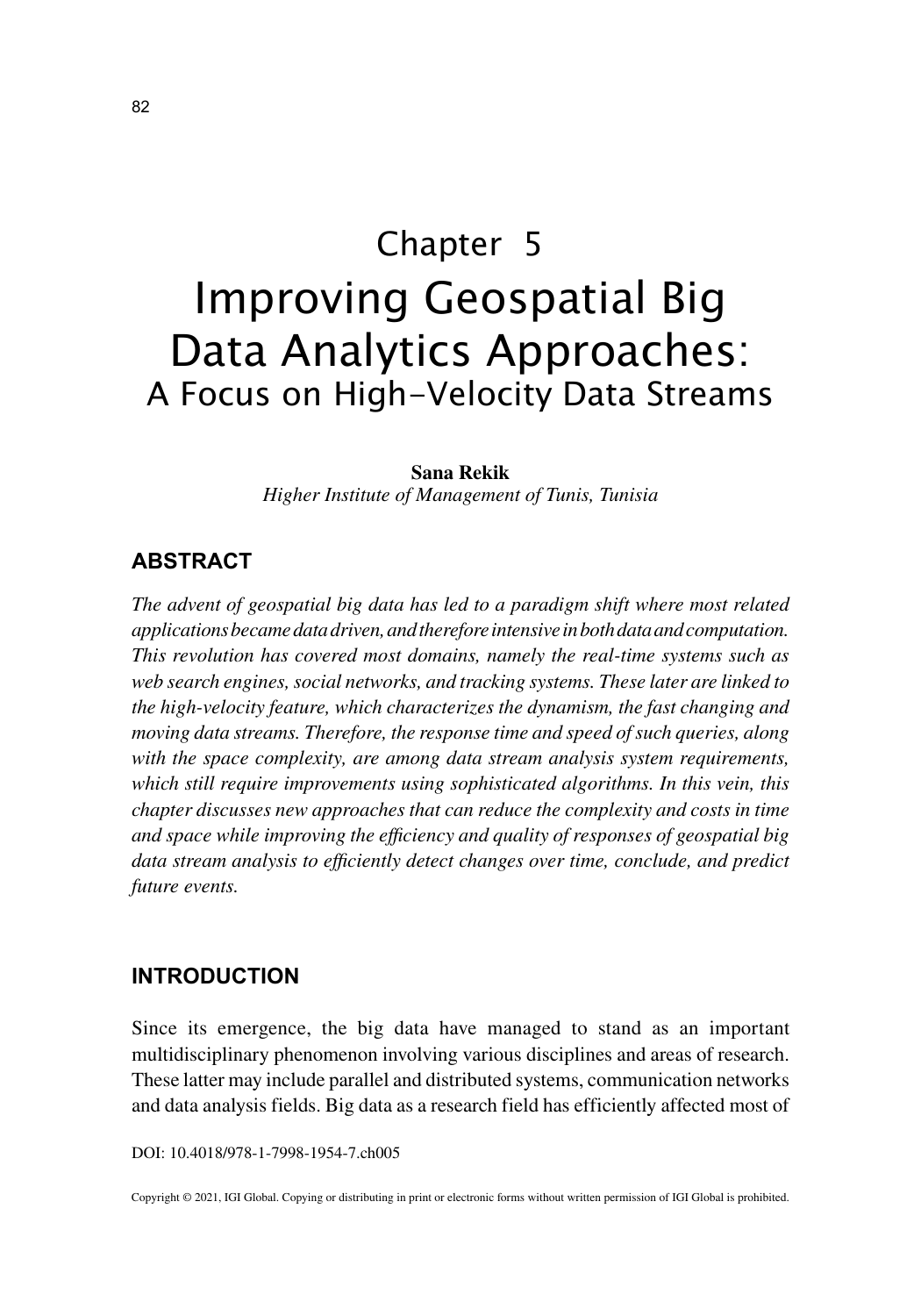# Chapter 5

# Improving Geospatial Big Data Analytics Approaches:

## A Focus on High-Velocity Data Streams

**Sana Rekik**
*Higher Institute of Management of Tunis, Tunisia*

## ABSTRACT

*The advent of geospatial big data has led to a paradigm shift where most related applications became data driven, and therefore intensive in both data and computation. This revolution has covered most domains, namely the real-time systems such as web search engines, social networks, and tracking systems. These later are linked to the high-velocity feature, which characterizes the dynamism, the fast changing and moving data streams. Therefore, the response time and speed of such queries, along with the space complexity, are among data stream analysis system requirements, which still require improvements using sophisticated algorithms. In this vein, this chapter discusses new approaches that can reduce the complexity and costs in time and space while improving the efficiency and quality of responses of geospatial big data stream analysis to efficiently detect changes over time, conclude, and predict future events.*

## INTRODUCTION

Since its emergence, the big data have managed to stand as an important multidisciplinary phenomenon involving various disciplines and areas of research. These latter may include parallel and distributed systems, communication networks and data analysis fields. Big data as a research field has efficiently affected most of

DOI: 10.4018/978-1-7998-1954-7.ch005

Copyright © 2021, IGI Global. Copying or distributing in print or electronic forms without written permission of IGI Global is prohibited.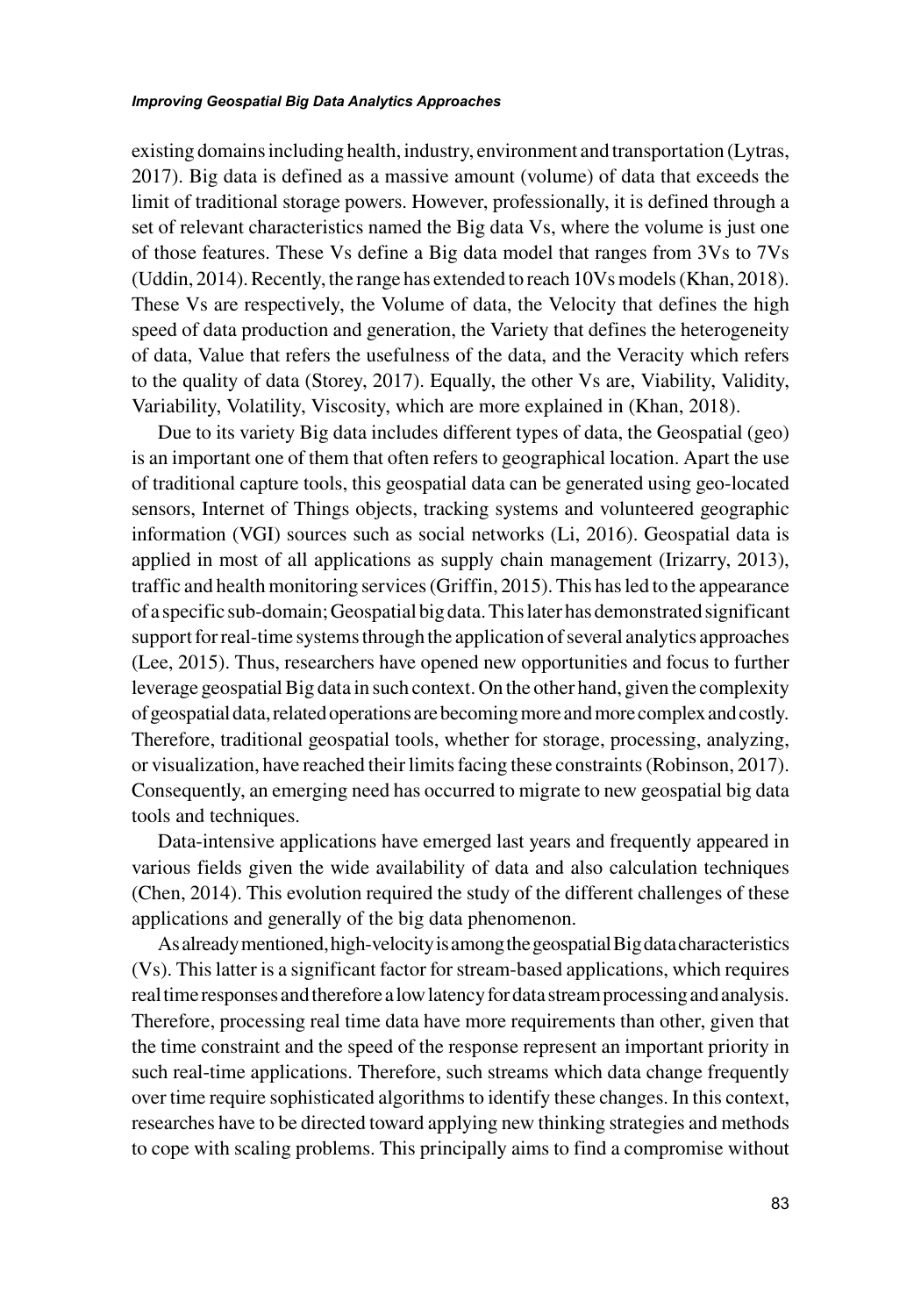existing domains including health, industry, environment and transportation (Lytras, 2017). Big data is defined as a massive amount (volume) of data that exceeds the limit of traditional storage powers. However, professionally, it is defined through a set of relevant characteristics named the Big data Vs, where the volume is just one of those features. These Vs define a Big data model that ranges from 3Vs to 7Vs (Uddin, 2014). Recently, the range has extended to reach 10Vs models (Khan, 2018). These Vs are respectively, the Volume of data, the Velocity that defines the high speed of data production and generation, the Variety that defines the heterogeneity of data, Value that refers the usefulness of the data, and the Veracity which refers to the quality of data (Storey, 2017). Equally, the other Vs are, Viability, Validity, Variability, Volatility, Viscosity, which are more explained in (Khan, 2018).

Due to its variety Big data includes different types of data, the Geospatial (geo) is an important one of them that often refers to geographical location. Apart the use of traditional capture tools, this geospatial data can be generated using geo-located sensors, Internet of Things objects, tracking systems and volunteered geographic information (VGI) sources such as social networks (Li, 2016). Geospatial data is applied in most of all applications as supply chain management (Irizarry, 2013), traffic and health monitoring services (Griffin, 2015). This has led to the appearance of a specific sub-domain; Geospatial big data. This later has demonstrated significant support for real-time systems through the application of several analytics approaches (Lee, 2015). Thus, researchers have opened new opportunities and focus to further leverage geospatial Big data in such context. On the other hand, given the complexity of geospatial data, related operations are becoming more and more complex and costly. Therefore, traditional geospatial tools, whether for storage, processing, analyzing, or visualization, have reached their limits facing these constraints (Robinson, 2017). Consequently, an emerging need has occurred to migrate to new geospatial big data tools and techniques.

Data-intensive applications have emerged last years and frequently appeared in various fields given the wide availability of data and also calculation techniques (Chen, 2014). This evolution required the study of the different challenges of these applications and generally of the big data phenomenon.

As already mentioned, high-velocity is among the geospatial Big data characteristics (Vs). This latter is a significant factor for stream-based applications, which requires real time responses and therefore a low latency for data stream processing and analysis. Therefore, processing real time data have more requirements than other, given that the time constraint and the speed of the response represent an important priority in such real-time applications. Therefore, such streams which data change frequently over time require sophisticated algorithms to identify these changes. In this context, researches have to be directed toward applying new thinking strategies and methods to cope with scaling problems. This principally aims to find a compromise without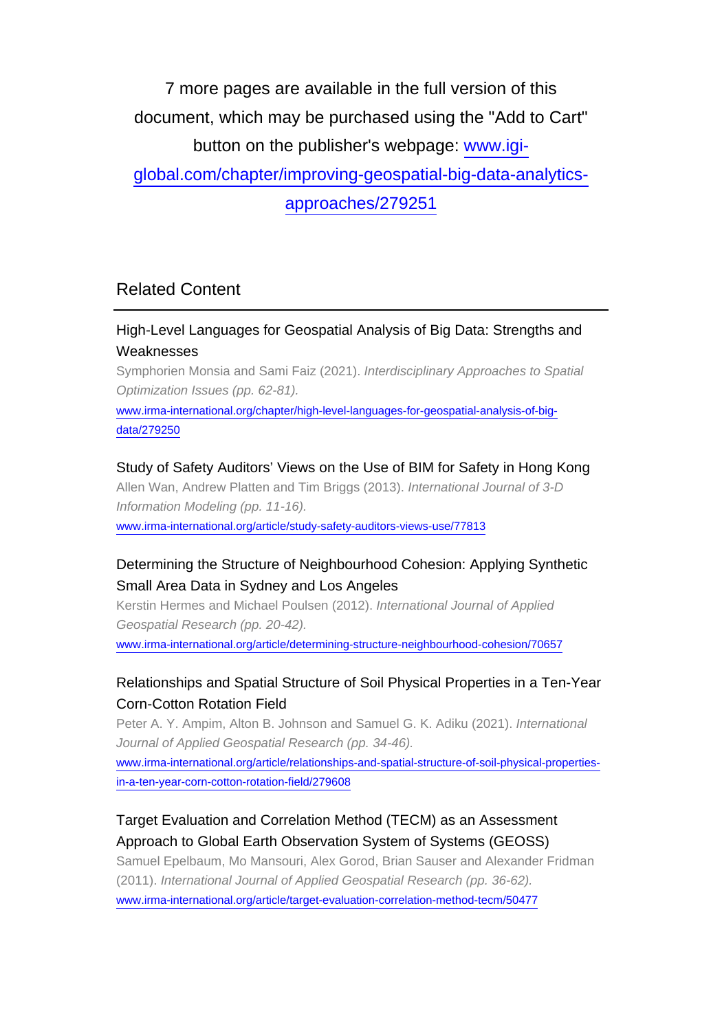7 more pages are available in the full version of this document, which may be purchased using the "Add to Cart" button on the publisher's webpage: www.igi-global.com/chapter/improving-geospatial-big-data-analytics-approaches/279251

## Related Content

High-Level Languages for Geospatial Analysis of Big Data: Strengths and Weaknesses
Symphorien Monsia and Sami Faiz (2021). *Interdisciplinary Approaches to Spatial Optimization Issues (pp. 62-81).*
www.irma-international.org/chapter/high-level-languages-for-geospatial-analysis-of-big-data/279250

Study of Safety Auditors' Views on the Use of BIM for Safety in Hong Kong
Allen Wan, Andrew Platten and Tim Briggs (2013). *International Journal of 3-D Information Modeling (pp. 11-16).*
www.irma-international.org/article/study-safety-auditors-views-use/77813

Determining the Structure of Neighbourhood Cohesion: Applying Synthetic Small Area Data in Sydney and Los Angeles
Kerstin Hermes and Michael Poulsen (2012). *International Journal of Applied Geospatial Research (pp. 20-42).*
www.irma-international.org/article/determining-structure-neighbourhood-cohesion/70657

Relationships and Spatial Structure of Soil Physical Properties in a Ten-Year Corn-Cotton Rotation Field
Peter A. Y. Ampim, Alton B. Johnson and Samuel G. K. Adiku (2021). *International Journal of Applied Geospatial Research (pp. 34-46).*
www.irma-international.org/article/relationships-and-spatial-structure-of-soil-physical-properties-in-a-ten-year-corn-cotton-rotation-field/279608

Target Evaluation and Correlation Method (TECM) as an Assessment Approach to Global Earth Observation System of Systems (GEOSS)
Samuel Epelbaum, Mo Mansouri, Alex Gorod, Brian Sauser and Alexander Fridman (2011). *International Journal of Applied Geospatial Research (pp. 36-62).*
www.irma-international.org/article/target-evaluation-correlation-method-tecm/50477